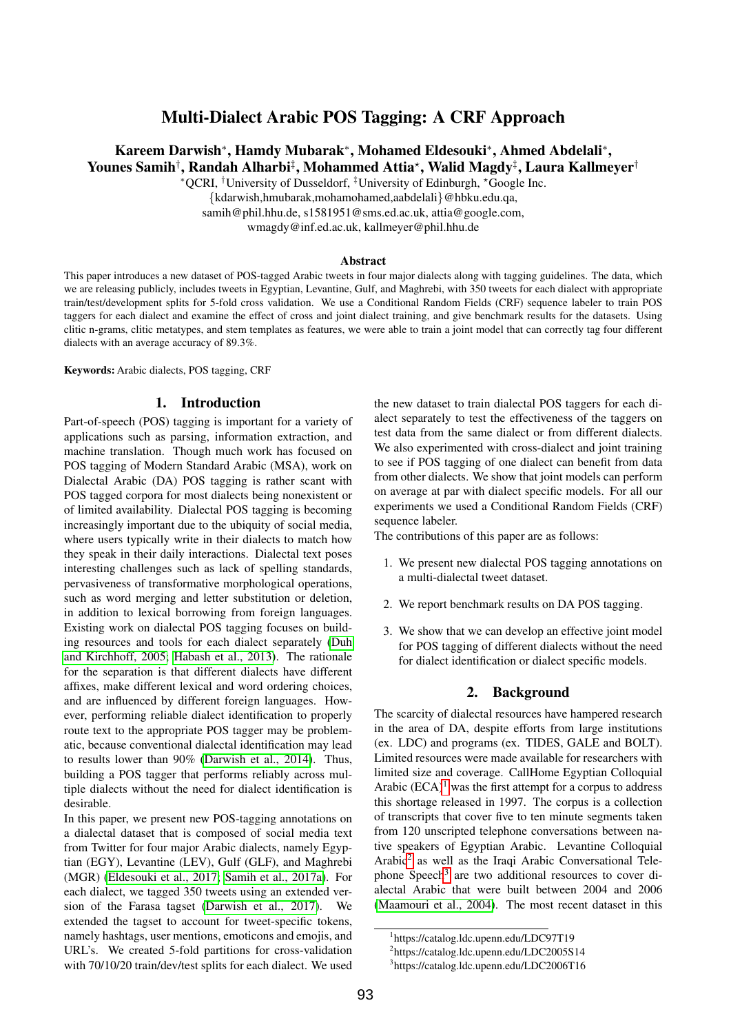# Multi-Dialect Arabic POS Tagging: A CRF Approach

**Kareem Darwish*, Hamdy Mubarak*, Mohamed Eldesouki*, Ahmed Abdelali*, Younes Samih†, Randah Alharbi‡, Mohammed Attia⋆, Walid Magdy‡, Laura Kallmeyer†**

*QCRI, †University of Dusseldorf, ‡University of Edinburgh, ⋆Google Inc.

{kdarwish,hmubarak,mohamohamed,aabdelali}@hbku.edu.qa,
samih@phil.hhu.de, s1581951@sms.ed.ac.uk, attia@google.com,
wmagdy@inf.ed.ac.uk, kallmeyer@phil.hhu.de

### Abstract

This paper introduces a new dataset of POS-tagged Arabic tweets in four major dialects along with tagging guidelines. The data, which we are releasing publicly, includes tweets in Egyptian, Levantine, Gulf, and Maghrebi, with 350 tweets for each dialect with appropriate train/test/development splits for 5-fold cross validation. We use a Conditional Random Fields (CRF) sequence labeler to train POS taggers for each dialect and examine the effect of cross and joint dialect training, and give benchmark results for the datasets. Using clitic n-grams, clitic metatypes, and stem templates as features, we were able to train a joint model that can correctly tag four different dialects with an average accuracy of 89.3%.

**Keywords:** Arabic dialects, POS tagging, CRF

## 1. Introduction

Part-of-speech (POS) tagging is important for a variety of applications such as parsing, information extraction, and machine translation. Though much work has focused on POS tagging of Modern Standard Arabic (MSA), work on Dialectal Arabic (DA) POS tagging is rather scant with POS tagged corpora for most dialects being nonexistent or of limited availability. Dialectal POS tagging is becoming increasingly important due to the ubiquity of social media, where users typically write in their dialects to match how they speak in their daily interactions. Dialectal text poses interesting challenges such as lack of spelling standards, pervasiveness of transformative morphological operations, such as word merging and letter substitution or deletion, in addition to lexical borrowing from foreign languages. Existing work on dialectal POS tagging focuses on building resources and tools for each dialect separately (Duh and Kirchhoff, 2005; Habash et al., 2013). The rationale for the separation is that different dialects have different affixes, make different lexical and word ordering choices, and are influenced by different foreign languages. However, performing reliable dialect identification to properly route text to the appropriate POS tagger may be problematic, because conventional dialectal identification may lead to results lower than 90% (Darwish et al., 2014). Thus, building a POS tagger that performs reliably across multiple dialects without the need for dialect identification is desirable.

In this paper, we present new POS-tagging annotations on a dialectal dataset that is composed of social media text from Twitter for four major Arabic dialects, namely Egyptian (EGY), Levantine (LEV), Gulf (GLF), and Maghrebi (MGR) (Eldesouki et al., 2017; Samih et al., 2017a). For each dialect, we tagged 350 tweets using an extended version of the Farasa tagset (Darwish et al., 2017). We extended the tagset to account for tweet-specific tokens, namely hashtags, user mentions, emoticons and emojis, and URL's. We created 5-fold partitions for cross-validation with 70/10/20 train/dev/test splits for each dialect. We used the new dataset to train dialectal POS taggers for each dialect separately to test the effectiveness of the taggers on test data from the same dialect or from different dialects. We also experimented with cross-dialect and joint training to see if POS tagging of one dialect can benefit from data from other dialects. We show that joint models can perform on average at par with dialect specific models. For all our experiments we used a Conditional Random Fields (CRF) sequence labeler.

The contributions of this paper are as follows:

1. We present new dialectal POS tagging annotations on a multi-dialectal tweet dataset.
2. We report benchmark results on DA POS tagging.
3. We show that we can develop an effective joint model for POS tagging of different dialects without the need for dialect identification or dialect specific models.

## 2. Background

The scarcity of dialectal resources have hampered research in the area of DA, despite efforts from large institutions (ex. LDC) and programs (ex. TIDES, GALE and BOLT). Limited resources were made available for researchers with limited size and coverage. CallHome Egyptian Colloquial Arabic (ECA)[1] was the first attempt for a corpus to address this shortage released in 1997. The corpus is a collection of transcripts that cover five to ten minute segments taken from 120 unscripted telephone conversations between native speakers of Egyptian Arabic. Levantine Colloquial Arabic[2] as well as the Iraqi Arabic Conversational Telephone Speech[3] are two additional resources to cover dialectal Arabic that were built between 2004 and 2006 (Maamouri et al., 2004). The most recent dataset in this

[1] https://catalog.ldc.upenn.edu/LDC97T19

[2] https://catalog.ldc.upenn.edu/LDC2005S14

[3] https://catalog.ldc.upenn.edu/LDC2006T16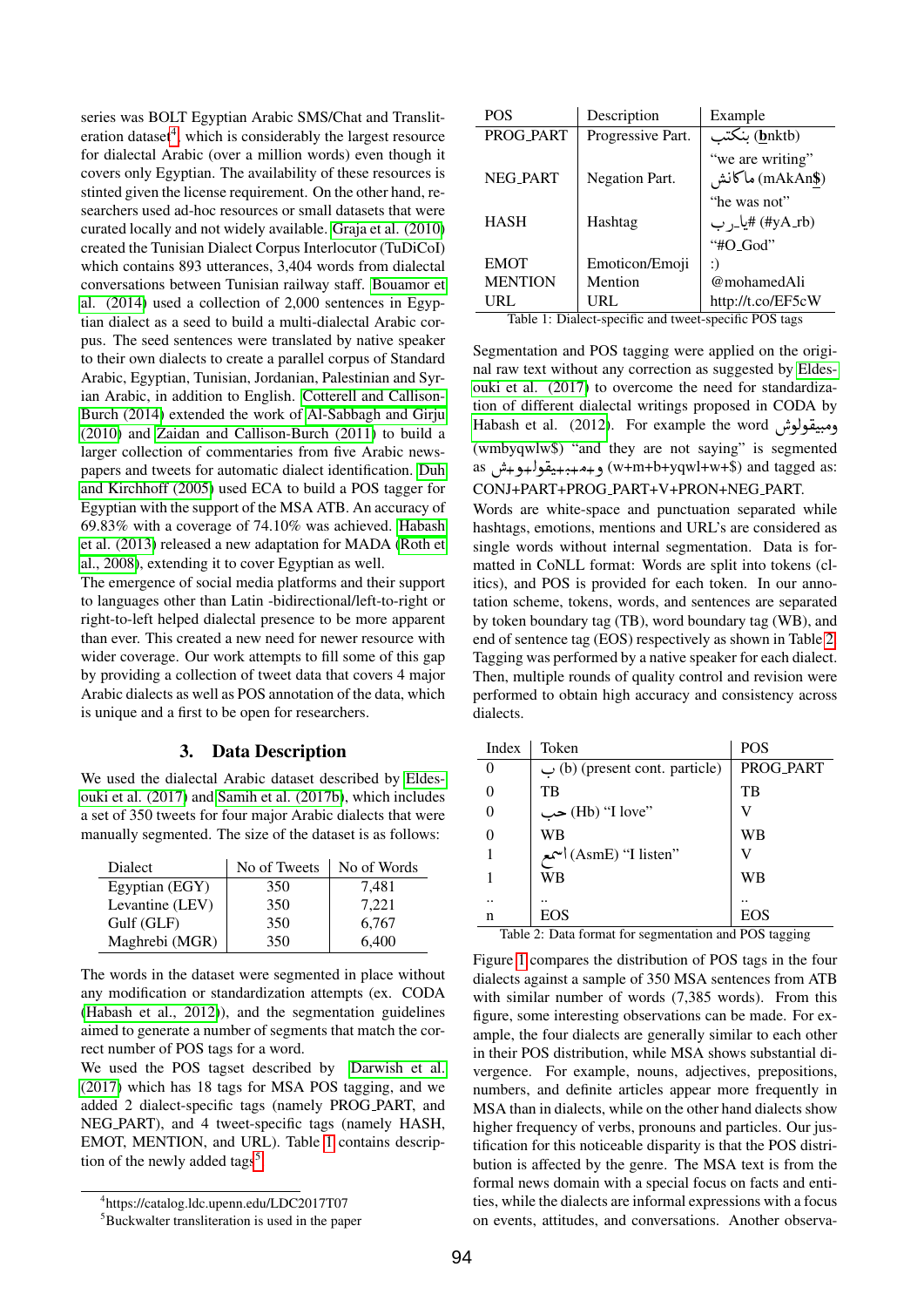series was BOLT Egyptian Arabic SMS/Chat and Transliteration dataset[4], which is considerably the largest resource for dialectal Arabic (over a million words) even though it covers only Egyptian. The availability of these resources is stinted given the license requirement. On the other hand, researchers used ad-hoc resources or small datasets that were curated locally and not widely available. Graja et al. (2010) created the Tunisian Dialect Corpus Interlocutor (TuDiCoI) which contains 893 utterances, 3,404 words from dialectal conversations between Tunisian railway staff. Bouamor et al. (2014) used a collection of 2,000 sentences in Egyptian dialect as a seed to build a multi-dialectal Arabic corpus. The seed sentences were translated by native speaker to their own dialects to create a parallel corpus of Standard Arabic, Egyptian, Tunisian, Jordanian, Palestinian and Syrian Arabic, in addition to English. Cotterell and Callison-Burch (2014) extended the work of Al-Sabbagh and Girju (2010) and Zaidan and Callison-Burch (2011) to build a larger collection of commentaries from five Arabic newspapers and tweets for automatic dialect identification. Duh and Kirchhoff (2005) used ECA to build a POS tagger for Egyptian with the support of the MSA ATB. An accuracy of 69.83% with a coverage of 74.10% was achieved. Habash et al. (2013) released a new adaptation for MADA (Roth et al., 2008), extending it to cover Egyptian as well.

The emergence of social media platforms and their support to languages other than Latin -bidirectional/left-to-right or right-to-left helped dialectal presence to be more apparent than ever. This created a new need for new resource with wider coverage. Our work attempts to fill some of this gap by providing a collection of tweet data that covers 4 major Arabic dialects as well as POS annotation of the data, which is unique and a first to be open for researchers.

## 3. Data Description

We used the dialectal Arabic dataset described by Eldesouki et al. (2017) and Samih et al. (2017b), which includes a set of 350 tweets for four major Arabic dialects that were manually segmented. The size of the dataset is as follows:

| Dialect | No of Tweets | No of Words |
|---|---|---|
| Egyptian (EGY) | 350 | 7,481 |
| Levantine (LEV) | 350 | 7,221 |
| Gulf (GLF) | 350 | 6,767 |
| Maghrebi (MGR) | 350 | 6,400 |

The words in the dataset were segmented in place without any modification or standardization attempts (ex. CODA (Habash et al., 2012)), and the segmentation guidelines aimed to generate a number of segments that match the correct number of POS tags for a word.

We used the POS tagset described by Darwish et al. (2017) which has 18 tags for MSA POS tagging, and we added 2 dialect-specific tags (namely PROG_PART, and NEG_PART), and 4 tweet-specific tags (namely HASH, EMOT, MENTION, and URL). Table 1 contains description of the newly added tags[5].

| POS | Description | Example |
|---|---|---|
| PROG_PART | Progressive Part. | بنكتب (**b**nktb) "we are writing" |
| NEG_PART | Negation Part. | ماكانش (mAkAn**$**) "he was not" |
| HASH | Hashtag | #يا_رب (#yA_rb) "#O_God" |
| EMOT | Emoticon/Emoji | :) |
| MENTION | Mention | @mohamedAli |
| URL | URL | http://t.co/EF5cW |

Table 1: Dialect-specific and tweet-specific POS tags

Segmentation and POS tagging were applied on the original raw text without any correction as suggested by Eldesouki et al. (2017) to overcome the need for standardization of different dialectal writings proposed in CODA by Habash et al. (2012). For example the word ومبيقولوش (wmbyqwlw$) "and they are not saying" is segmented as و+م+ب+يقولو+ش (w+m+b+yqwl+w+$) and tagged as: CONJ+PART+PROG_PART+V+PRON+NEG_PART.

Words are white-space and punctuation separated while hashtags, emotions, mentions and URL's are considered as single words without internal segmentation. Data is formatted in CoNLL format: Words are split into tokens (clitics), and POS is provided for each token. In our annotation scheme, tokens, words, and sentences are separated by token boundary tag (TB), word boundary tag (WB), and end of sentence tag (EOS) respectively as shown in Table 2. Tagging was performed by a native speaker for each dialect. Then, multiple rounds of quality control and revision were performed to obtain high accuracy and consistency across dialects.

| Index | Token | POS |
|---|---|---|
| 0 | ب (b) (present cont. particle) | PROG_PART |
| 0 | TB | TB |
| 0 | حب (Hb) "I love" | V |
| 0 | WB | WB |
| 1 | اسمع (AsmE) "I listen" | V |
| 1 | WB | WB |
| .. | .. | .. |
| n | EOS | EOS |

Table 2: Data format for segmentation and POS tagging

Figure 1 compares the distribution of POS tags in the four dialects against a sample of 350 MSA sentences from ATB with similar number of words (7,385 words). From this figure, some interesting observations can be made. For example, the four dialects are generally similar to each other in their POS distribution, while MSA shows substantial divergence. For example, nouns, adjectives, prepositions, numbers, and definite articles appear more frequently in MSA than in dialects, while on the other hand dialects show higher frequency of verbs, pronouns and particles. Our justification for this noticeable disparity is that the POS distribution is affected by the genre. The MSA text is from the formal news domain with a special focus on facts and entities, while the dialects are informal expressions with a focus on events, attitudes, and conversations. Another observa-

[4]https://catalog.ldc.upenn.edu/LDC2017T07

[5]Buckwalter transliteration is used in the paper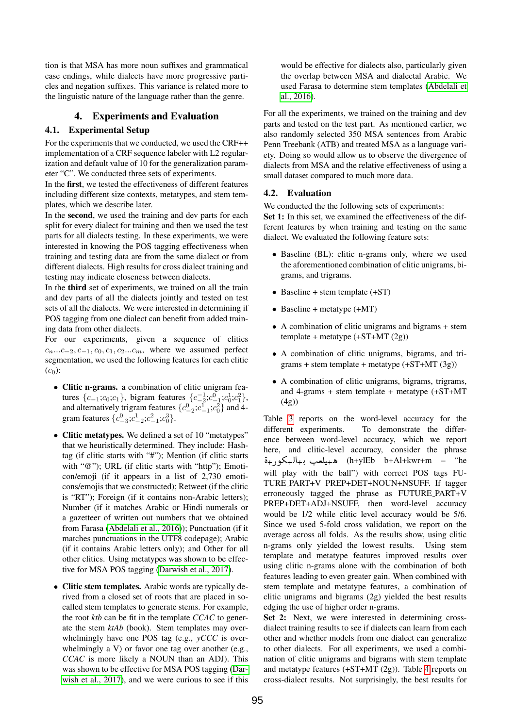tion is that MSA has more noun suffixes and grammatical case endings, while dialects have more progressive particles and negation suffixes. This variance is related more to the linguistic nature of the language rather than the genre.

## 4. Experiments and Evaluation

### 4.1. Experimental Setup

For the experiments that we conducted, we used the CRF++ implementation of a CRF sequence labeler with L2 regularization and default value of 10 for the generalization parameter "C". We conducted three sets of experiments.

In the **first**, we tested the effectiveness of different features including different size contexts, metatypes, and stem templates, which we describe later.

In the **second**, we used the training and dev parts for each split for every dialect for training and then we used the test parts for all dialects testing. In these experiments, we were interested in knowing the POS tagging effectiveness when training and testing data are from the same dialect or from different dialects. High results for cross dialect training and testing may indicate closeness between dialects.

In the **third** set of experiments, we trained on all the train and dev parts of all the dialects jointly and tested on test sets of all the dialects. We were interested in determining if POS tagging from one dialect can benefit from added training data from other dialects.

For our experiments, given a sequence of clitics $c_n...c_{-2}, c_{-1}, c_0, c_1, c_2...c_m$, where we assumed perfect segmentation, we used the following features for each clitic ($c_0$):

- **Clitic n-grams.** a combination of clitic unigram features $\{c_{-1};c_0;c_1\}$, bigram features $\{c_{-2}^{-1};c_{-1}^{0};c_0^1;c_1^2\}$, and alternatively trigram features $\{c_{-2}^{0};c_{-1}^{1};c_0^2\}$ and 4-gram features $\{c_{-3}^{0};c_{-2}^{1};c_{-1}^{2};c_0^3\}$.
- **Clitic metatypes.** We defined a set of 10 "metatypes" that we heuristically determined. They include: Hashtag (if clitic starts with "#"); Mention (if clitic starts with "@"); URL (if clitic starts with "http"); Emoticon/emoji (if it appears in a list of 2,730 emoticons/emojis that we constructed); Retweet (if the clitic is "RT"); Foreign (if it contains non-Arabic letters); Number (if it matches Arabic or Hindi numerals or a gazetteer of written out numbers that we obtained from Farasa (Abdelali et al., 2016)); Punctuation (if it matches punctuations in the UTF8 codepage); Arabic (if it contains Arabic letters only); and Other for all other clitics. Using metatypes was shown to be effective for MSA POS tagging (Darwish et al., 2017).
- **Clitic stem templates.** Arabic words are typically derived from a closed set of roots that are placed in so-called stem templates to generate stems. For example, the root *ktb* can be fit in the template *CCAC* to generate the stem *ktAb* (book). Stem templates may overwhelmingly have one POS tag (e.g., *yCCC* is overwhelmingly a V) or favor one tag over another (e.g., *CCAC* is more likely a NOUN than an ADJ). This was shown to be effective for MSA POS tagging (Darwish et al., 2017), and we were curious to see if this would be effective for dialects also, particularly given the overlap between MSA and dialectal Arabic. We used Farasa to determine stem templates (Abdelali et al., 2016).

For all the experiments, we trained on the training and dev parts and tested on the test part. As mentioned earlier, we also randomly selected 350 MSA sentences from Arabic Penn Treebank (ATB) and treated MSA as a language variety. Doing so would allow us to observe the divergence of dialects from MSA and the relative effectiveness of using a small dataset compared to much more data.

### 4.2. Evaluation

We conducted the the following sets of experiments:

**Set 1:** In this set, we examined the effectiveness of the different features by when training and testing on the same dialect. We evaluated the following feature sets:

- Baseline (BL): clitic n-grams only, where we used the aforementioned combination of clitic unigrams, bigrams, and trigrams.
- Baseline + stem template (+ST)
- Baseline + metatype (+MT)
- A combination of clitic unigrams and bigrams + stem template + metatype (+ST+MT (2g))
- A combination of clitic unigrams, bigrams, and trigrams + stem template + metatype (+ST+MT (3g))
- A combination of clitic unigrams, bigrams, trigrams, and 4-grams + stem template + metatype (+ST+MT (4g))

Table 3 reports on the word-level accuracy for the different experiments. To demonstrate the difference between word-level accuracy, which we report here, and clitic-level accuracy, consider the phrase هيلعب بالكورة (h+ylEb b+Al+kwr+m – "he will play with the ball") with correct POS tags FUTURE_PART+V PREP+DET+NOUN+NSUFF. If tagger erroneously tagged the phrase as FUTURE_PART+V PREP+DET+ADJ+NSUFF, then word-level accuracy would be 1/2 while clitic level accuracy would be 5/6. Since we used 5-fold cross validation, we report on the average across all folds. As the results show, using clitic n-grams only yielded the lowest results. Using stem template and metatype features improved results over using clitic n-grams alone with the combination of both features leading to even greater gain. When combined with stem template and metatype features, a combination of clitic unigrams and bigrams (2g) yielded the best results edging the use of higher order n-grams.

**Set 2:** Next, we were interested in determining cross-dialect training results to see if dialects can learn from each other and whether models from one dialect can generalize to other dialects. For all experiments, we used a combination of clitic unigrams and bigrams with stem template and metatype features (+ST+MT (2g)). Table 4 reports on cross-dialect results. Not surprisingly, the best results for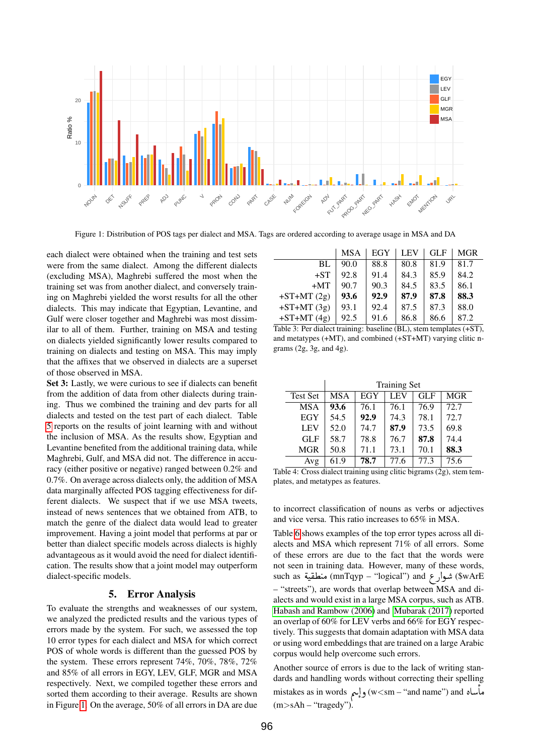Ratio %

20

10

0

EGY
LEV
GLF
MGR
MSA

NOUN DET NSUFF PREP ADJ PUNC V PRON CONJ PART CASE NUM FOREIGN ADV FUT_PART PROG_PART NEG_PART HASH EMOT MENTION URL

Figure 1: Distribution of POS tags per dialect and MSA. Tags are ordered according to average usage in MSA and DA

each dialect were obtained when the training and test sets were from the same dialect. Among the different dialects (excluding MSA), Maghrebi suffered the most when the training set was from another dialect, and conversely training on Maghrebi yielded the worst results for all the other dialects. This may indicate that Egyptian, Levantine, and Gulf were closer together and Maghrebi was most dissimilar to all of them. Further, training on MSA and testing on dialects yielded significantly lower results compared to training on dialects and testing on MSA. This may imply that the affixes that we observed in dialects are a superset of those observed in MSA.

**Set 3:** Lastly, we were curious to see if dialects can benefit from the addition of data from other dialects during training. Thus we combined the training and dev parts for all dialects and tested on the test part of each dialect. Table 5 reports on the results of joint learning with and without the inclusion of MSA. As the results show, Egyptian and Levantine benefited from the additional training data, while Maghrebi, Gulf, and MSA did not. The difference in accuracy (either positive or negative) ranged between 0.2% and 0.7%. On average across dialects only, the addition of MSA data marginally affected POS tagging effectiveness for different dialects. We suspect that if we use MSA tweets, instead of news sentences that we obtained from ATB, to match the genre of the dialect data would lead to greater improvement. Having a joint model that performs at par or better than dialect specific models across dialects is highly advantageous as it would avoid the need for dialect identification. The results show that a joint model may outperform dialect-specific models.

## 5. Error Analysis

To evaluate the strengths and weaknesses of our system, we analyzed the predicted results and the various types of errors made by the system. For such, we assessed the top 10 error types for each dialect and MSA for which correct POS of whole words is different than the guessed POS by the system. These errors represent 74%, 70%, 78%, 72% and 85% of all errors in EGY, LEV, GLF, MGR and MSA respectively. Next, we compiled together these errors and sorted them according to their average. Results are shown in Figure 1. On the average, 50% of all errors in DA are due to incorrect classification of nouns as verbs or adjectives and vice versa. This ratio increases to 65% in MSA.

| | MSA | EGY | LEV | GLF | MGR |
|---|---|---|---|---|---|
| BL | 90.0 | 88.8 | 80.8 | 81.9 | 81.7 |
| +ST | 92.8 | 91.4 | 84.3 | 85.9 | 84.2 |
| +MT | 90.7 | 90.3 | 84.5 | 83.5 | 86.1 |
| +ST+MT (2g) | **93.6** | **92.9** | **87.9** | **87.8** | **88.3** |
| +ST+MT (3g) | 93.1 | 92.4 | 87.5 | 87.3 | 88.0 |
| +ST+MT (4g) | 92.5 | 91.6 | 86.8 | 86.6 | 87.2 |

Table 3: Per dialect training: baseline (BL), stem templates (+ST), and metatypes (+MT), and combined (+ST+MT) varying clitic n-grams (2g, 3g, and 4g).

| | Training Set | | | | |
|---|---|---|---|---|---|
| Test Set | MSA | EGY | LEV | GLF | MGR |
| MSA | **93.6** | 76.1 | 76.1 | 76.9 | 72.7 |
| EGY | 54.5 | **92.9** | 74.3 | 78.1 | 72.7 |
| LEV | 52.0 | 74.7 | **87.9** | 73.5 | 69.8 |
| GLF | 58.7 | 78.8 | 76.7 | **87.8** | 74.4 |
| MGR | 50.8 | 71.1 | 73.1 | 70.1 | **88.3** |
| Avg | 61.9 | **78.7** | 77.6 | 77.3 | 75.6 |

Table 4: Cross dialect training using clitic bigrams (2g), stem templates, and metatypes as features.

Table 6 shows examples of the top error types across all dialects and MSA which represent 71% of all errors. Some of these errors are due to the fact that the words were not seen in training data. However, many of these words, such as منطقية (mnTqyp – "logical") and شوارع ($wArE – "streets"), are words that overlap between MSA and dialects and would exist in a large MSA corpus, such as ATB. Habash and Rambow (2006) and Mubarak (2017) reported an overlap of 60% for LEV verbs and 66% for EGY respectively. This suggests that domain adaptation with MSA data or using word embeddings that are trained on a large Arabic corpus would help overcome such errors.

Another source of errors is due to the lack of writing standards and handling words without correcting their spelling mistakes as in words وإسم (w<sm – "and name") and مأساه (m>sAh – "tragedy").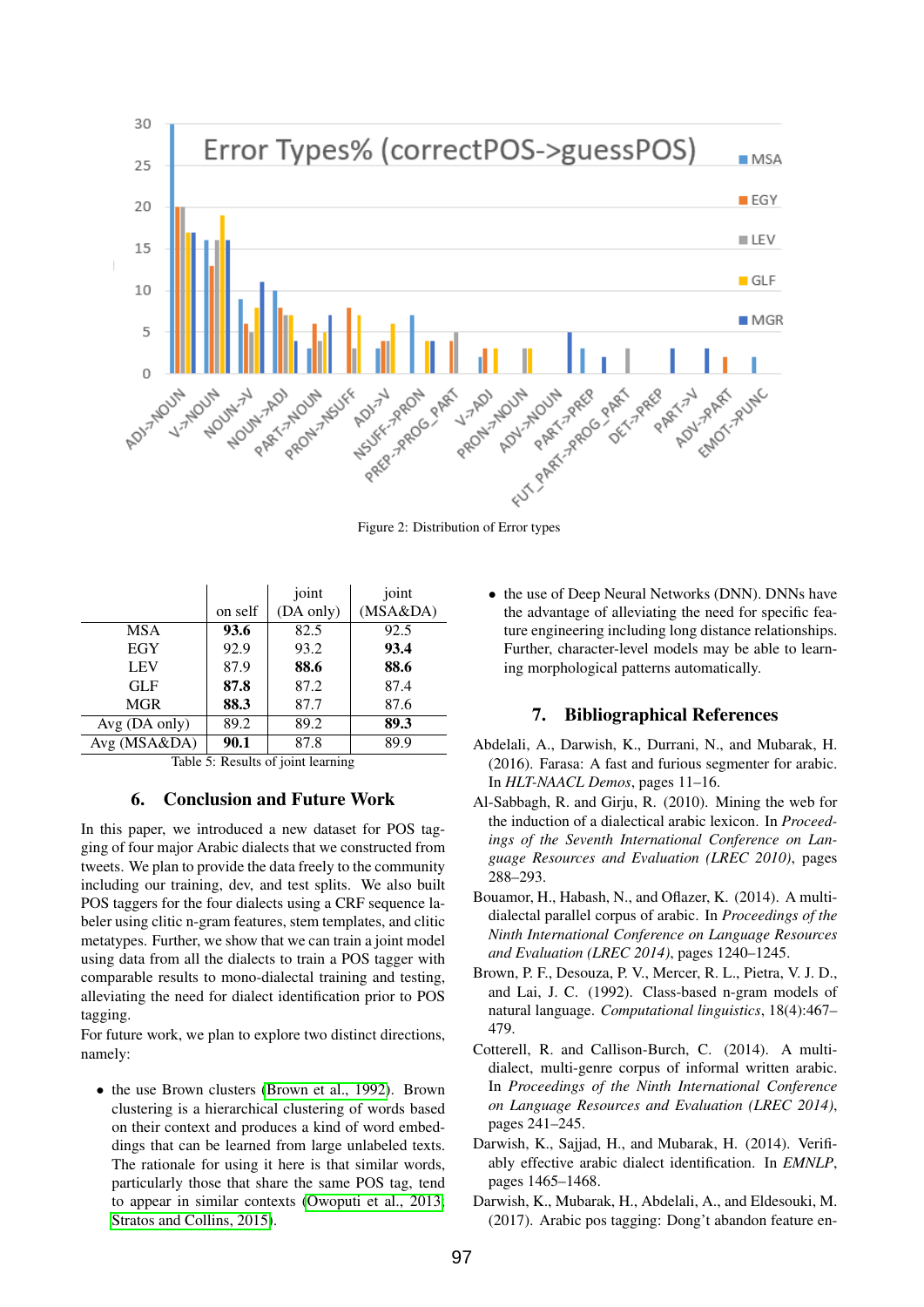Error Types% (correctPOS->guessPOS)

30
25
20
15
10
5
0

MSA
EGY
LEV
GLF
MGR

ADJ->NOUN
V->NOUN
NOUN->V
NOUN->ADJ
PART->NOUN
PRON->NSUFF
ADJ->V
NSUFF->PRON
PREP->PROG_PART
V->ADJ
PRON->NOUN
ADV->NOUN
PART->PREP
FUT_PART->PROG_PART
DET->PREP
PART->V
ADV->PART
EMOT->PUNC

Figure 2: Distribution of Error types

| | on self | joint (DA only) | joint (MSA&DA) |
|---|---|---|---|
| MSA | **93.6** | 82.5 | 92.5 |
| EGY | 92.9 | 93.2 | **93.4** |
| LEV | 87.9 | **88.6** | **88.6** |
| GLF | **87.8** | 87.2 | 87.4 |
| MGR | **88.3** | 87.7 | 87.6 |
| Avg (DA only) | 89.2 | 89.2 | **89.3** |
| Avg (MSA&DA) | **90.1** | 87.8 | 89.9 |

Table 5: Results of joint learning

## 6. Conclusion and Future Work

In this paper, we introduced a new dataset for POS tagging of four major Arabic dialects that we constructed from tweets. We plan to provide the data freely to the community including our training, dev, and test splits. We also built POS taggers for the four dialects using a CRF sequence labeler using clitic n-gram features, stem templates, and clitic metatypes. Further, we show that we can train a joint model using data from all the dialects to train a POS tagger with comparable results to mono-dialectal training and testing, alleviating the need for dialect identification prior to POS tagging.

For future work, we plan to explore two distinct directions, namely:

- the use Brown clusters (Brown et al., 1992). Brown clustering is a hierarchical clustering of words based on their context and produces a kind of word embeddings that can be learned from large unlabeled texts. The rationale for using it here is that similar words, particularly those that share the same POS tag, tend to appear in similar contexts (Owoputi et al., 2013; Stratos and Collins, 2015).
- the use of Deep Neural Networks (DNN). DNNs have the advantage of alleviating the need for specific feature engineering including long distance relationships. Further, character-level models may be able to learning morphological patterns automatically.

## 7. Bibliographical References

Abdelali, A., Darwish, K., Durrani, N., and Mubarak, H. (2016). Farasa: A fast and furious segmenter for arabic. In *HLT-NAACL Demos*, pages 11–16.

Al-Sabbagh, R. and Girju, R. (2010). Mining the web for the induction of a dialectical arabic lexicon. In *Proceedings of the Seventh International Conference on Language Resources and Evaluation (LREC 2010)*, pages 288–293.

Bouamor, H., Habash, N., and Oflazer, K. (2014). A multidialectal parallel corpus of arabic. In *Proceedings of the Ninth International Conference on Language Resources and Evaluation (LREC 2014)*, pages 1240–1245.

Brown, P. F., Desouza, P. V., Mercer, R. L., Pietra, V. J. D., and Lai, J. C. (1992). Class-based n-gram models of natural language. *Computational linguistics*, 18(4):467–479.

Cotterell, R. and Callison-Burch, C. (2014). A multidialect, multi-genre corpus of informal written arabic. In *Proceedings of the Ninth International Conference on Language Resources and Evaluation (LREC 2014)*, pages 241–245.

Darwish, K., Sajjad, H., and Mubarak, H. (2014). Verifiably effective arabic dialect identification. In *EMNLP*, pages 1465–1468.

Darwish, K., Mubarak, H., Abdelali, A., and Eldesouki, M. (2017). Arabic pos tagging: Dong't abandon feature en-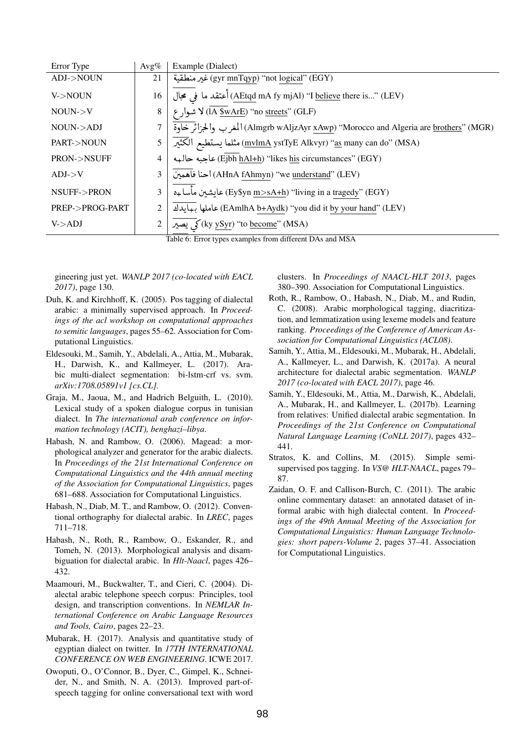| Error Type | Avg% | Example (Dialect) |
|---|---|---|
| ADJ->NOUN | 21 | غير منطقية (gyr mnTqyp) "not logical" (EGY) |
| V->NOUN | 16 | أعتقد ما في مجال (AEtqd mA fy mjAl) "I believe there is..." (LEV) |
| NOUN->V | 8 | لا شوارع (lA $wArE) "no streets" (GLF) |
| NOUN->ADJ | 7 | المغرب والجزائر خاوة (Almgrb wAljzAyr xAwp) "Morocco and Algeria are brothers" (MGR) |
| PART->NOUN | 5 | مثلما يستطيع الكثير (mvlmA ystTyE Alkvyr) "as many can do" (MSA) |
| PRON->NSUFF | 4 | عاجبه حاله (Ejbh hAl+h) "likes his circumstances" (EGY) |
| ADJ->V | 3 | احنا فاهمين (AHnA fAhmyn) "we understand" (LEV) |
| NSUFF->PRON | 3 | عايشين مأساه (Ey$yn m>sA+h) "living in a tragedy" (EGY) |
| PREP->PROG-PART | 2 | عاملها بايدك (EAmlhA b+Aydk) "you did it by your hand" (LEV) |
| V->ADJ | 2 | كي يصير (ky ySyr) "to become" (MSA) |

Table 6: Error types examples from different DAs and MSA

gineering just yet. *WANLP 2017 (co-located with EACL 2017)*, page 130.

Duh, K. and Kirchhoff, K. (2005). Pos tagging of dialectal arabic: a minimally supervised approach. In *Proceedings of the acl workshop on computational approaches to semitic languages*, pages 55–62. Association for Computational Linguistics.

Eldesouki, M., Samih, Y., Abdelali, A., Attia, M., Mubarak, H., Darwish, K., and Kallmeyer, L. (2017). Arabic multi-dialect segmentation: bi-lstm-crf vs. svm. *arXiv:1708.05891v1 [cs.CL]*.

Graja, M., Jaoua, M., and Hadrich Belguith, L. (2010). Lexical study of a spoken dialogue corpus in tunisian dialect. In *The international arab conference on information technology (ACIT), benghazi–libya*.

Habash, N. and Rambow, O. (2006). Magead: a morphological analyzer and generator for the arabic dialects. In *Proceedings of the 21st International Conference on Computational Linguistics and the 44th annual meeting of the Association for Computational Linguistics*, pages 681–688. Association for Computational Linguistics.

Habash, N., Diab, M. T., and Rambow, O. (2012). Conventional orthography for dialectal arabic. In *LREC*, pages 711–718.

Habash, N., Roth, R., Rambow, O., Eskander, R., and Tomeh, N. (2013). Morphological analysis and disambiguation for dialectal arabic. In *Hlt-Naacl*, pages 426–432.

Maamouri, M., Buckwalter, T., and Cieri, C. (2004). Dialectal arabic telephone speech corpus: Principles, tool design, and transcription conventions. In *NEMLAR International Conference on Arabic Language Resources and Tools, Cairo*, pages 22–23.

Mubarak, H. (2017). Analysis and quantitative study of egyptian dialect on twitter. In *17TH INTERNATIONAL CONFERENCE ON WEB ENGINEERING*. ICWE 2017.

Owoputi, O., O'Connor, B., Dyer, C., Gimpel, K., Schneider, N., and Smith, N. A. (2013). Improved part-of-speech tagging for online conversational text with word clusters. In *Proceedings of NAACL-HLT 2013*, pages 380–390. Association for Computational Linguistics.

Roth, R., Rambow, O., Habash, N., Diab, M., and Rudin, C. (2008). Arabic morphological tagging, diacritization, and lemmatization using lexeme models and feature ranking. *Proceedings of the Conference of American Association for Computational Linguistics (ACL08)*.

Samih, Y., Attia, M., Eldesouki, M., Mubarak, H., Abdelali, A., Kallmeyer, L., and Darwish, K. (2017a). A neural architecture for dialectal arabic segmentation. *WANLP 2017 (co-located with EACL 2017)*, page 46.

Samih, Y., Eldesouki, M., Attia, M., Darwish, K., Abdelali, A., Mubarak, H., and Kallmeyer, L. (2017b). Learning from relatives: Unified dialectal arabic segmentation. In *Proceedings of the 21st Conference on Computational Natural Language Learning (CoNLL 2017)*, pages 432–441.

Stratos, K. and Collins, M. (2015). Simple semi-supervised pos tagging. In *VS@ HLT-NAACL*, pages 79–87.

Zaidan, O. F. and Callison-Burch, C. (2011). The arabic online commentary dataset: an annotated dataset of informal arabic with high dialectal content. In *Proceedings of the 49th Annual Meeting of the Association for Computational Linguistics: Human Language Technologies: short papers-Volume 2*, pages 37–41. Association for Computational Linguistics.